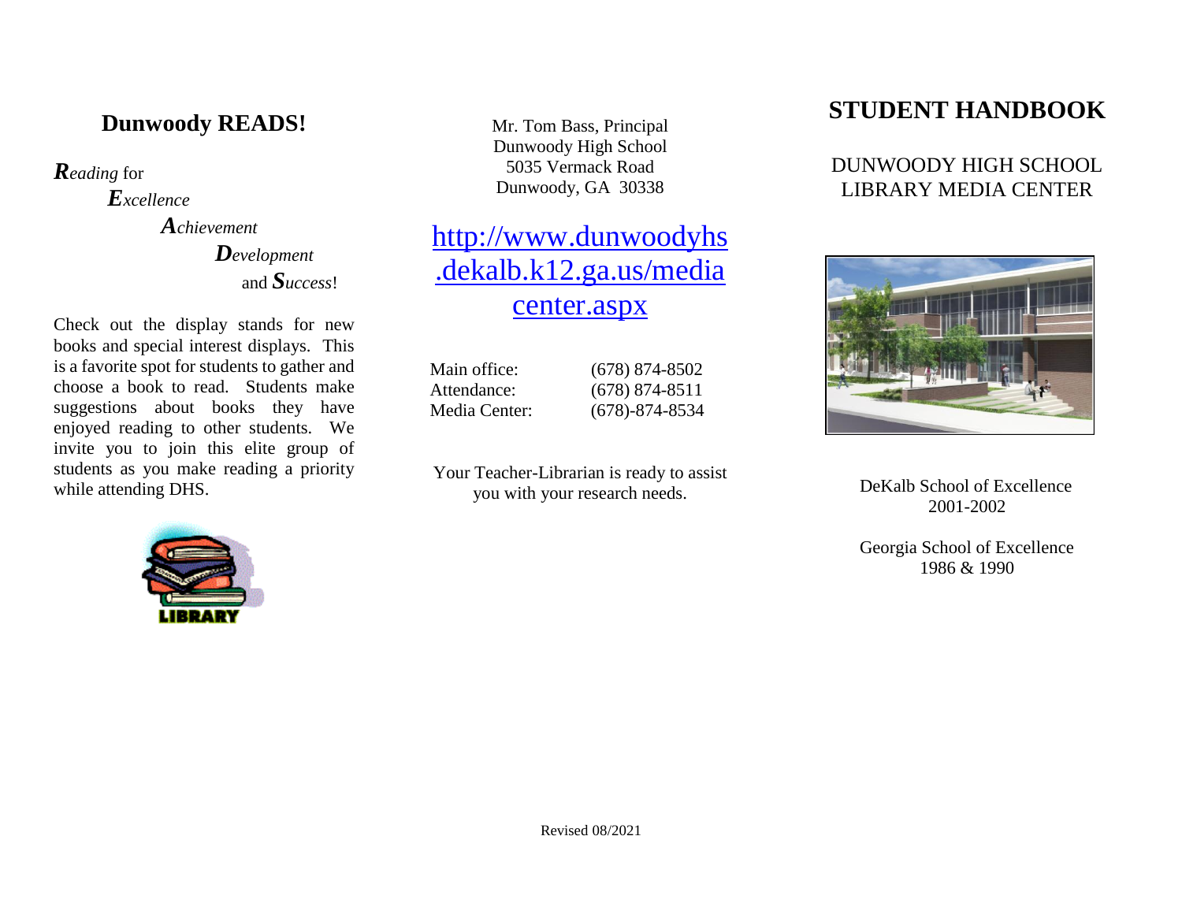## Dunwoody READS!

***R****eading* for
***E****xcellence*
***A****chievement*
***D****evelopment*
and ***S****uccess*!

Check out the display stands for new books and special interest displays. This is a favorite spot for students to gather and choose a book to read. Students make suggestions about books they have enjoyed reading to other students. We invite you to join this elite group of students as you make reading a priority while attending DHS.

LIBRARY

Mr. Tom Bass, Principal
Dunwoody High School
5035 Vermack Road
Dunwoody, GA 30338

[http://www.dunwoodyhs.dekalb.k12.ga.us/mediacenter.aspx](http://www.dunwoodyhs.dekalb.k12.ga.us/mediacenter.aspx)

| | |
|---|---|
| Main office: | (678) 874-8502 |
| Attendance: | (678) 874-8511 |
| Media Center: | (678)-874-8534 |

Your Teacher-Librarian is ready to assist you with your research needs.

# STUDENT HANDBOOK

DUNWOODY HIGH SCHOOL
LIBRARY MEDIA CENTER

DeKalb School of Excellence
2001-2002

Georgia School of Excellence
1986 & 1990

Revised 08/2021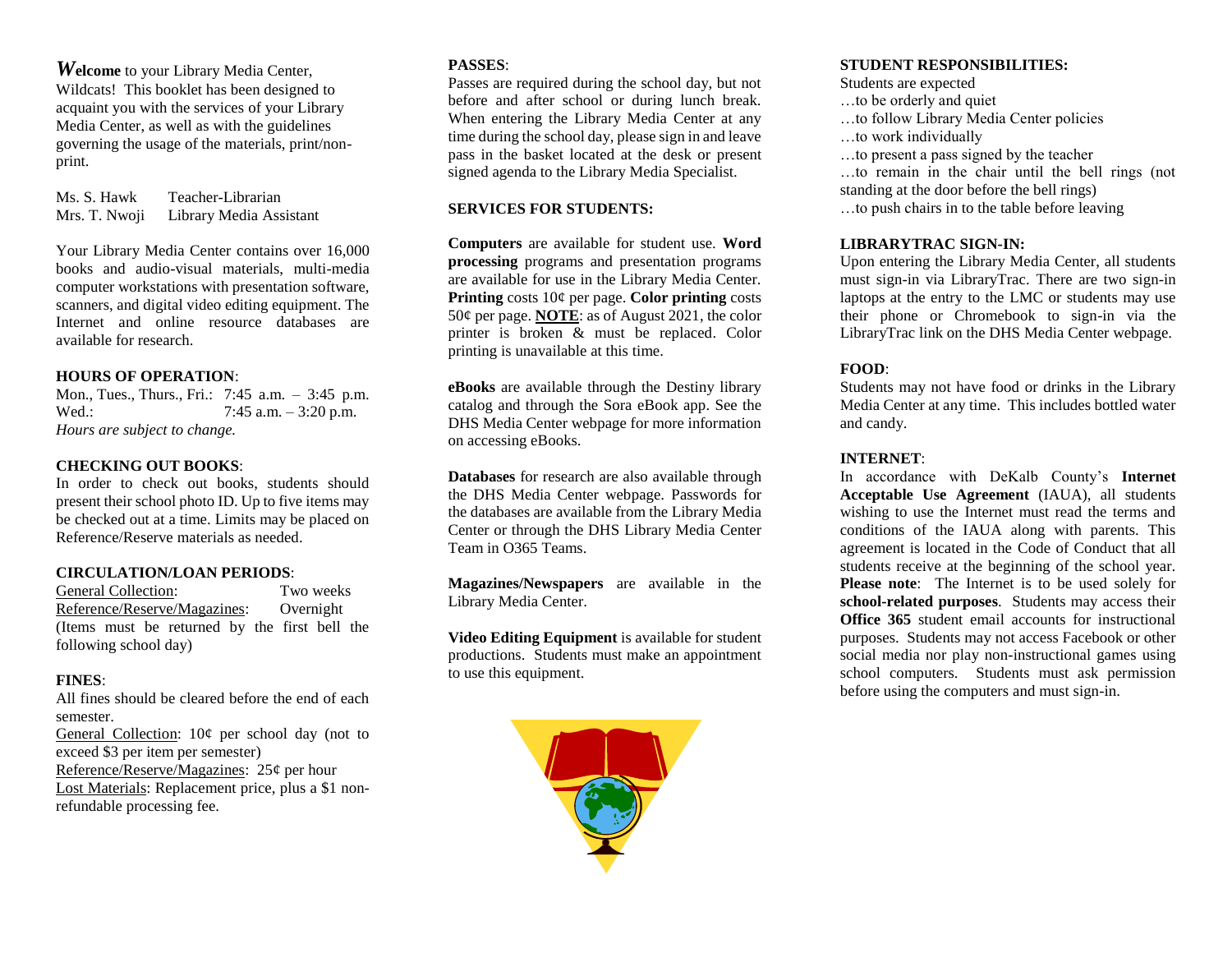***W*elcome** to your Library Media Center, Wildcats! This booklet has been designed to acquaint you with the services of your Library Media Center, as well as with the guidelines governing the usage of the materials, print/non-print.

| | |
|---|---|
| Ms. S. Hawk | Teacher-Librarian |
| Mrs. T. Nwoji | Library Media Assistant |

Your Library Media Center contains over 16,000 books and audio-visual materials, multi-media computer workstations with presentation software, scanners, and digital video editing equipment. The Internet and online resource databases are available for research.

**HOURS OF OPERATION**:

| | |
|---|---|
| Mon., Tues., Thurs., Fri.: | 7:45 a.m. – 3:45 p.m. |
| Wed.: | 7:45 a.m. – 3:20 p.m. |

*Hours are subject to change.*

**CHECKING OUT BOOKS**:

In order to check out books, students should present their school photo ID. Up to five items may be checked out at a time. Limits may be placed on Reference/Reserve materials as needed.

**CIRCULATION/LOAN PERIODS**:

| | |
|---|---|
| General Collection: | Two weeks |
| Reference/Reserve/Magazines: | Overnight |

(Items must be returned by the first bell the following school day)

**FINES**:

All fines should be cleared before the end of each semester.

General Collection: 10¢ per school day (not to exceed $3 per item per semester)

Reference/Reserve/Magazines: 25¢ per hour

Lost Materials: Replacement price, plus a $1 non-refundable processing fee.

**PASSES**:

Passes are required during the school day, but not before and after school or during lunch break. When entering the Library Media Center at any time during the school day, please sign in and leave pass in the basket located at the desk or present signed agenda to the Library Media Specialist.

**SERVICES FOR STUDENTS:**

**Computers** are available for student use. **Word processing** programs and presentation programs are available for use in the Library Media Center. **Printing** costs 10¢ per page. **Color printing** costs 50¢ per page. **NOTE**: as of August 2021, the color printer is broken & must be replaced. Color printing is unavailable at this time.

**eBooks** are available through the Destiny library catalog and through the Sora eBook app. See the DHS Media Center webpage for more information on accessing eBooks.

**Databases** for research are also available through the DHS Media Center webpage. Passwords for the databases are available from the Library Media Center or through the DHS Library Media Center Team in O365 Teams.

**Magazines/Newspapers** are available in the Library Media Center.

**Video Editing Equipment** is available for student productions. Students must make an appointment to use this equipment.

**STUDENT RESPONSIBILITIES:**

Students are expected

…to be orderly and quiet

…to follow Library Media Center policies

…to work individually

…to present a pass signed by the teacher

…to remain in the chair until the bell rings (not standing at the door before the bell rings)

…to push chairs in to the table before leaving

**LIBRARYTRAC SIGN-IN:**

Upon entering the Library Media Center, all students must sign-in via LibraryTrac. There are two sign-in laptops at the entry to the LMC or students may use their phone or Chromebook to sign-in via the LibraryTrac link on the DHS Media Center webpage.

**FOOD**:

Students may not have food or drinks in the Library Media Center at any time. This includes bottled water and candy.

**INTERNET**:

In accordance with DeKalb County's **Internet Acceptable Use Agreement** (IAUA), all students wishing to use the Internet must read the terms and conditions of the IAUA along with parents. This agreement is located in the Code of Conduct that all students receive at the beginning of the school year. **Please note**: The Internet is to be used solely for **school-related purposes**. Students may access their **Office 365** student email accounts for instructional purposes. Students may not access Facebook or other social media nor play non-instructional games using school computers. Students must ask permission before using the computers and must sign-in.